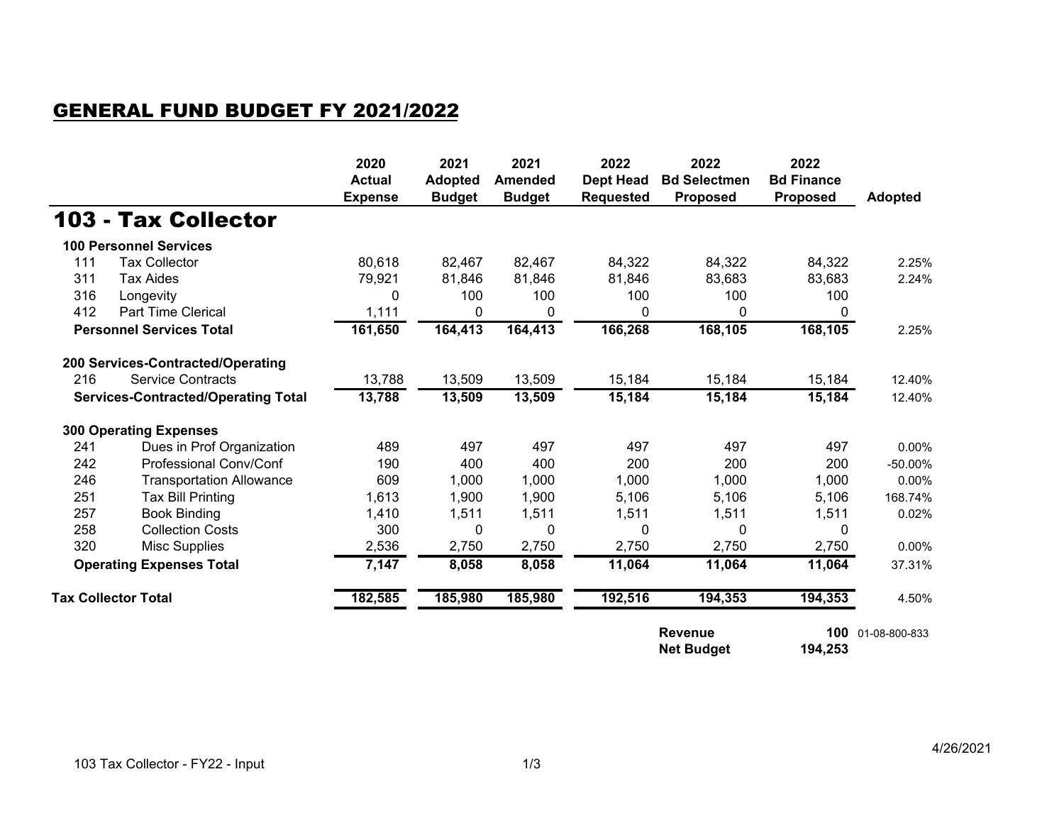## GENERAL FUND BUDGET FY 2021/2022

# 103 - Tax Collector

| | | 2020 Actual Expense | 2021 Adopted Budget | 2021 Amended Budget | 2022 Dept Head Requested | 2022 Bd Selectmen Proposed | 2022 Bd Finance Proposed | Adopted |
|---|---|---|---|---|---|---|---|---|
| **100 Personnel Services** | | | | | | | | |
| 111 | Tax Collector | 80,618 | 82,467 | 82,467 | 84,322 | 84,322 | 84,322 | 2.25% |
| 311 | Tax Aides | 79,921 | 81,846 | 81,846 | 81,846 | 83,683 | 83,683 | 2.24% |
| 316 | Longevity | 0 | 100 | 100 | 100 | 100 | 100 | |
| 412 | Part Time Clerical | 1,111 | 0 | 0 | 0 | 0 | 0 | |
| **Personnel Services Total** | | **161,650** | **164,413** | **164,413** | **166,268** | **168,105** | **168,105** | 2.25% |
| **200 Services-Contracted/Operating** | | | | | | | | |
| 216 | Service Contracts | 13,788 | 13,509 | 13,509 | 15,184 | 15,184 | 15,184 | 12.40% |
| **Services-Contracted/Operating Total** | | **13,788** | **13,509** | **13,509** | **15,184** | **15,184** | **15,184** | 12.40% |
| **300 Operating Expenses** | | | | | | | | |
| 241 | Dues in Prof Organization | 489 | 497 | 497 | 497 | 497 | 497 | 0.00% |
| 242 | Professional Conv/Conf | 190 | 400 | 400 | 200 | 200 | 200 | -50.00% |
| 246 | Transportation Allowance | 609 | 1,000 | 1,000 | 1,000 | 1,000 | 1,000 | 0.00% |
| 251 | Tax Bill Printing | 1,613 | 1,900 | 1,900 | 5,106 | 5,106 | 5,106 | 168.74% |
| 257 | Book Binding | 1,410 | 1,511 | 1,511 | 1,511 | 1,511 | 1,511 | 0.02% |
| 258 | Collection Costs | 300 | 0 | 0 | 0 | 0 | 0 | |
| 320 | Misc Supplies | 2,536 | 2,750 | 2,750 | 2,750 | 2,750 | 2,750 | 0.00% |
| **Operating Expenses Total** | | **7,147** | **8,058** | **8,058** | **11,064** | **11,064** | **11,064** | 37.31% |
| **Tax Collector Total** | | **182,585** | **185,980** | **185,980** | **192,516** | **194,353** | **194,353** | 4.50% |
| | | | | | | **Revenue** | **100** | 01-08-800-833 |
| | | | | | | **Net Budget** | **194,253** | |

103 Tax Collector - FY22 - Input

4/26/2021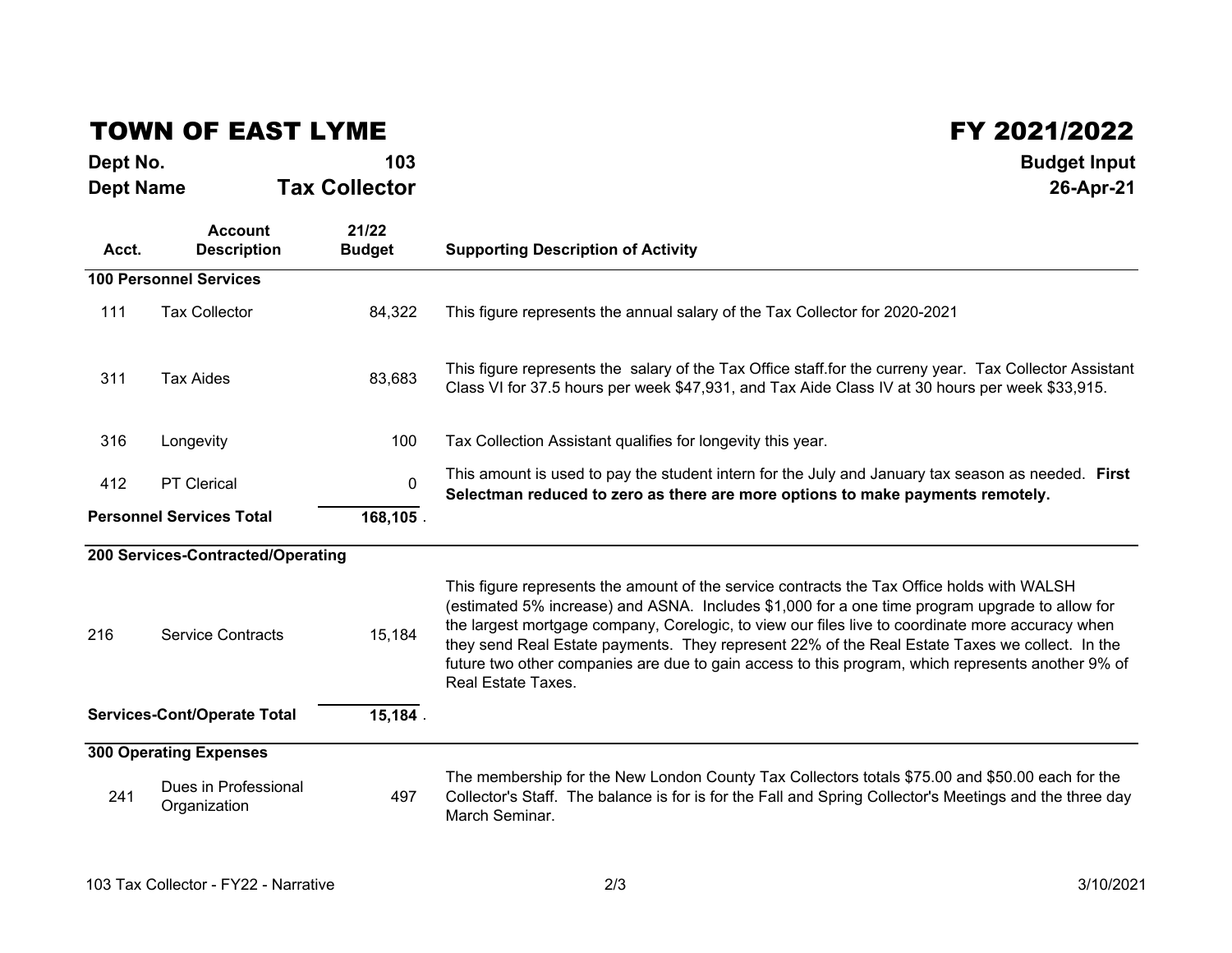# TOWN OF EAST LYME

# FY 2021/2022

**Dept No.** **103**

**Dept Name** **Tax Collector**

**Budget Input**

**26-Apr-21**

| Acct. | Account Description | 21/22 Budget | Supporting Description of Activity |
|---|---|---|---|
| **100 Personnel Services** | | | |
| 111 | Tax Collector | 84,322 | This figure represents the annual salary of the Tax Collector for 2020-2021 |
| 311 | Tax Aides | 83,683 | This figure represents the salary of the Tax Office staff.for the curreny year. Tax Collector Assistant Class VI for 37.5 hours per week $47,931, and Tax Aide Class IV at 30 hours per week $33,915. |
| 316 | Longevity | 100 | Tax Collection Assistant qualifies for longevity this year. |
| 412 | PT Clerical | 0 | This amount is used to pay the student intern for the July and January tax season as needed. **First Selectman reduced to zero as there are more options to make payments remotely.** |
| **Personnel Services Total** | | **168,105** | . |
| **200 Services-Contracted/Operating** | | | |
| 216 | Service Contracts | 15,184 | This figure represents the amount of the service contracts the Tax Office holds with WALSH (estimated 5% increase) and ASNA. Includes $1,000 for a one time program upgrade to allow for the largest mortgage company, Corelogic, to view our files live to coordinate more accuracy when they send Real Estate payments. They represent 22% of the Real Estate Taxes we collect. In the future two other companies are due to gain access to this program, which represents another 9% of Real Estate Taxes. |
| **Services-Cont/Operate Total** | | **15,184** | . |
| **300 Operating Expenses** | | | |
| 241 | Dues in Professional Organization | 497 | The membership for the New London County Tax Collectors totals $75.00 and $50.00 each for the Collector's Staff. The balance is for is for the Fall and Spring Collector's Meetings and the three day March Seminar. |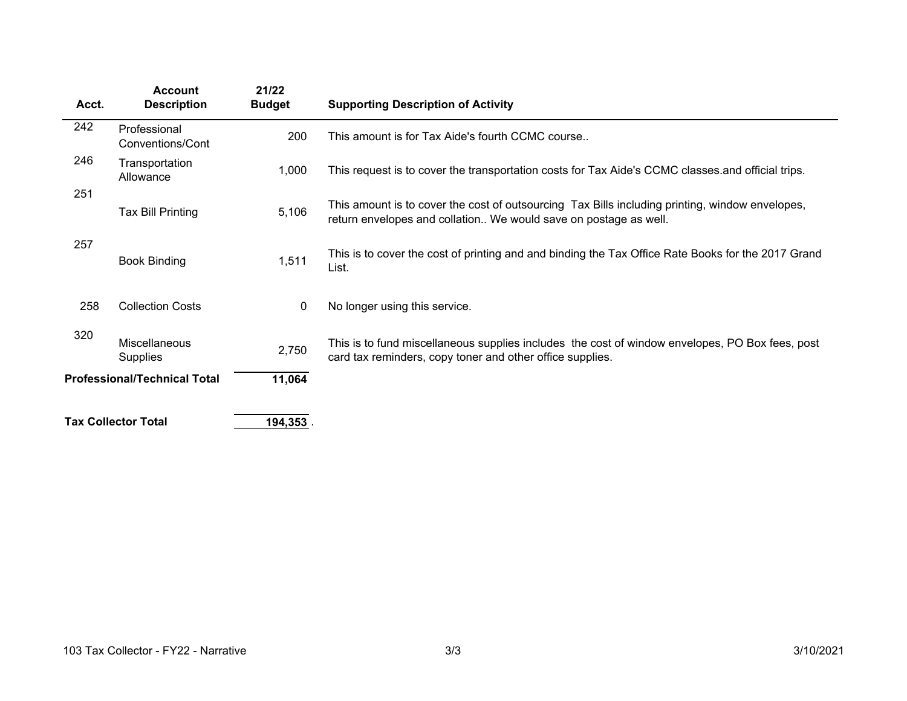| Acct. | Account Description | 21/22 Budget | Supporting Description of Activity |
|---|---|---|---|
| 242 | Professional Conventions/Cont | 200 | This amount is for Tax Aide's fourth CCMC course.. |
| 246 | Transportation Allowance | 1,000 | This request is to cover the transportation costs for Tax Aide's CCMC classes.and official trips. |
| 251 | Tax Bill Printing | 5,106 | This amount is to cover the cost of outsourcing Tax Bills including printing, window envelopes, return envelopes and collation.. We would save on postage as well. |
| 257 | Book Binding | 1,511 | This is to cover the cost of printing and and binding the Tax Office Rate Books for the 2017 Grand List. |
| 258 | Collection Costs | 0 | No longer using this service. |
| 320 | Miscellaneous Supplies | 2,750 | This is to fund miscellaneous supplies includes the cost of window envelopes, PO Box fees, post card tax reminders, copy toner and other office supplies. |
| **Professional/Technical Total** | | **11,064** | |
| **Tax Collector Total** | | **194,353** | |